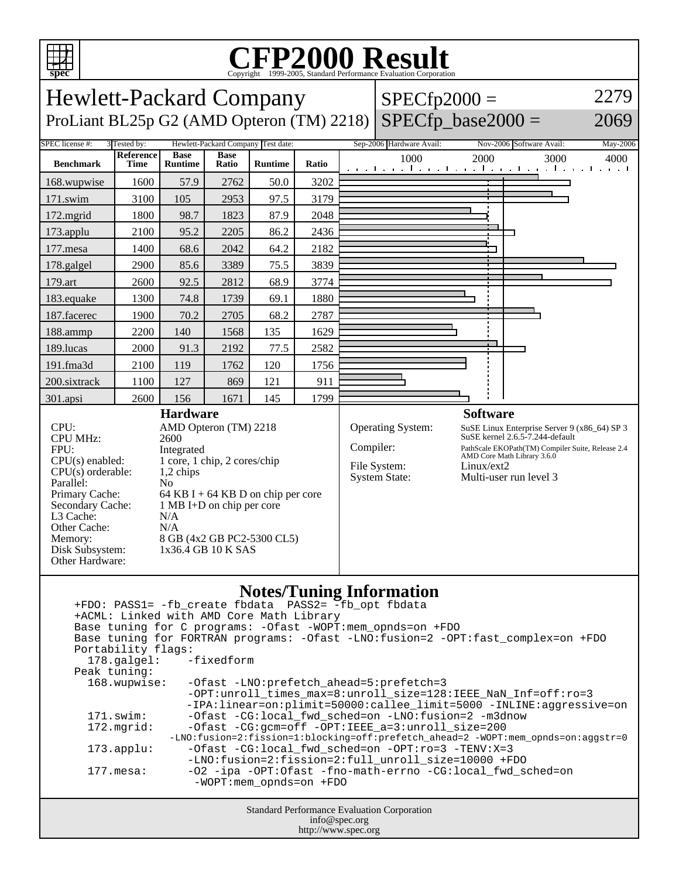# CFP2000 Result

Copyright 1999-2005, Standard Performance Evaluation Corporation

## Hewlett-Packard Company

ProLiant BL25p G2 (AMD Opteron (TM) 2218)

SPECfp2000 = 2279

SPECfp_base2000 = 2069

SPEC license #: 3 | Tested by: Hewlett-Packard Company | Test date: Sep-2006 | Hardware Avail: Nov-2006 | Software Avail: May-2006

| Benchmark | Reference Time | Base Runtime | Base Ratio | Runtime | Ratio |
|---|---|---|---|---|---|
| 168.wupwise | 1600 | 57.9 | 2762 | 50.0 | 3202 |
| 171.swim | 3100 | 105 | 2953 | 97.5 | 3179 |
| 172.mgrid | 1800 | 98.7 | 1823 | 87.9 | 2048 |
| 173.applu | 2100 | 95.2 | 2205 | 86.2 | 2436 |
| 177.mesa | 1400 | 68.6 | 2042 | 64.2 | 2182 |
| 178.galgel | 2900 | 85.6 | 3389 | 75.5 | 3839 |
| 179.art | 2600 | 92.5 | 2812 | 68.9 | 3774 |
| 183.equake | 1300 | 74.8 | 1739 | 69.1 | 1880 |
| 187.facerec | 1900 | 70.2 | 2705 | 68.2 | 2787 |
| 188.ammp | 2200 | 140 | 1568 | 135 | 1629 |
| 189.lucas | 2000 | 91.3 | 2192 | 77.5 | 2582 |
| 191.fma3d | 2100 | 119 | 1762 | 120 | 1756 |
| 200.sixtrack | 1100 | 127 | 869 | 121 | 911 |
| 301.apsi | 2600 | 156 | 1671 | 145 | 1799 |

### Hardware

- CPU: AMD Opteron (TM) 2218
- CPU MHz: 2600
- FPU: Integrated
- CPU(s) enabled: 1 core, 1 chip, 2 cores/chip
- CPU(s) orderable: 1,2 chips
- Parallel: No
- Primary Cache: 64 KB I + 64 KB D on chip per core
- Secondary Cache: 1 MB I+D on chip per core
- L3 Cache: N/A
- Other Cache: N/A
- Memory: 8 GB (4x2 GB PC2-5300 CL5)
- Disk Subsystem: 1x36.4 GB 10 K SAS
- Other Hardware:

### Software

- Operating System: SuSE Linux Enterprise Server 9 (x86_64) SP 3 SuSE kernel 2.6.5-7.244-default
- Compiler: PathScale EKOPath(TM) Compiler Suite, Release 2.4 AMD Core Math Library 3.6.0
- File System: Linux/ext2
- System State: Multi-user run level 3

### Notes/Tuning Information

```
+FDO: PASS1= -fb_create fbdata  PASS2= -fb_opt fbdata
+ACML: Linked with AMD Core Math Library
Base tuning for C programs: -Ofast -WOPT:mem_opnds=on +FDO
Base tuning for FORTRAN programs: -Ofast -LNO:fusion=2 -OPT:fast_complex=on +FDO
Portability flags:
  178.galgel:    -fixedform
Peak tuning:
  168.wupwise:   -Ofast -LNO:prefetch_ahead=5:prefetch=3
                 -OPT:unroll_times_max=8:unroll_size=128:IEEE_NaN_Inf=off:ro=3
                 -IPA:linear=on:plimit=50000:callee_limit=5000 -INLINE:aggressive=on
  171.swim:      -Ofast -CG:local_fwd_sched=on -LNO:fusion=2 -m3dnow
  172.mgrid:     -Ofast -CG:gcm=off -OPT:IEEE_a=3:unroll_size=200
              -LNO:fusion=2:fission=1:blocking=off:prefetch_ahead=2 -WOPT:mem_opnds=on:aggstr=0
  173.applu:     -Ofast -CG:local_fwd_sched=on -OPT:ro=3 -TENV:X=3
                 -LNO:fusion=2:fission=2:full_unroll_size=10000 +FDO
  177.mesa:      -O2 -ipa -OPT:Ofast -fno-math-errno -CG:local_fwd_sched=on
                  -WOPT:mem_opnds=on +FDO
```

Standard Performance Evaluation Corporation
info@spec.org
http://www.spec.org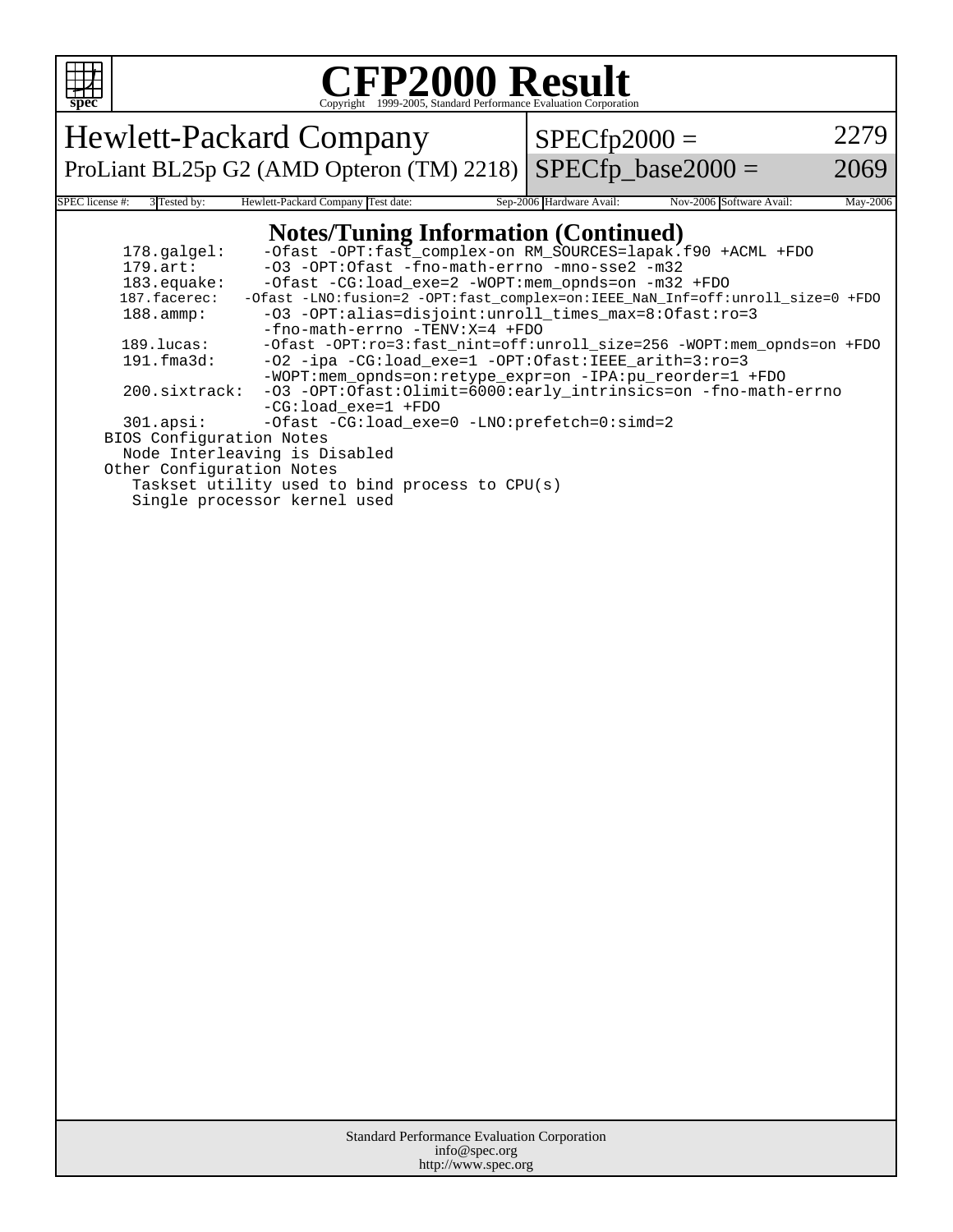# CFP2000 Result

Copyright 1999-2005, Standard Performance Evaluation Corporation

Hewlett-Packard Company
ProLiant BL25p G2 (AMD Opteron (TM) 2218)

SPECfp2000 = 2279
SPECfp_base2000 = 2069

| SPEC license #: | 3 | Tested by: | Hewlett-Packard Company | Test date: | Sep-2006 | Hardware Avail: | Nov-2006 | Software Avail: | May-2006 |
|---|---|---|---|---|---|---|---|---|---|

## Notes/Tuning Information (Continued)

```
   178.galgel:    -Ofast -OPT:fast_complex-on RM_SOURCES=lapak.f90 +ACML +FDO
   179.art:       -O3 -OPT:Ofast -fno-math-errno -mno-sse2 -m32
   183.equake:    -Ofast -CG:load_exe=2 -WOPT:mem_opnds=on -m32 +FDO
   187.facerec:   -Ofast -LNO:fusion=2 -OPT:fast_complex=on:IEEE_NaN_Inf=off:unroll_size=0 +FDO
   188.ammp:      -O3 -OPT:alias=disjoint:unroll_times_max=8:Ofast:ro=3
                  -fno-math-errno -TENV:X=4 +FDO
   189.lucas:     -Ofast -OPT:ro=3:fast_nint=off:unroll_size=256 -WOPT:mem_opnds=on +FDO
   191.fma3d:     -O2 -ipa -CG:load_exe=1 -OPT:Ofast:IEEE_arith=3:ro=3
                  -WOPT:mem_opnds=on:retype_expr=on -IPA:pu_reorder=1 +FDO
   200.sixtrack:  -O3 -OPT:Ofast:Olimit=6000:early_intrinsics=on -fno-math-errno
                  -CG:load_exe=1 +FDO
   301.apsi:      -Ofast -CG:load_exe=0 -LNO:prefetch=0:simd=2
BIOS Configuration Notes
   Node Interleaving is Disabled
Other Configuration Notes
    Taskset utility used to bind process to CPU(s)
    Single processor kernel used
```

Standard Performance Evaluation Corporation
info@spec.org
http://www.spec.org